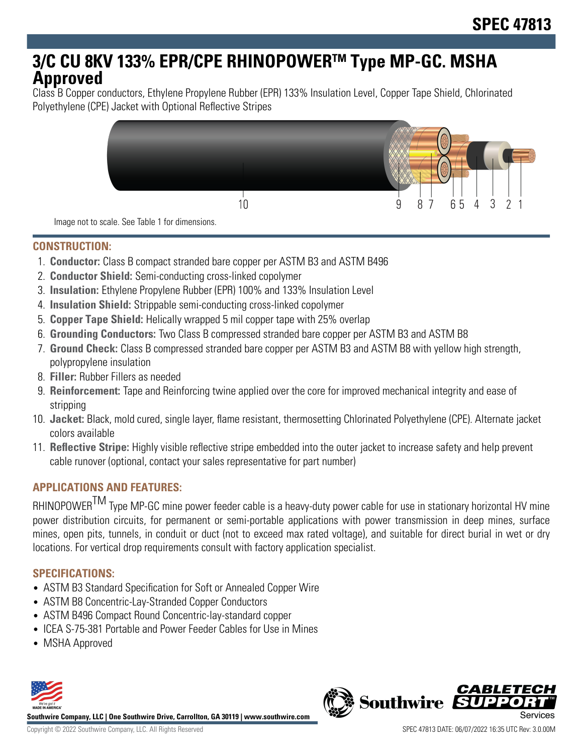# SPEC 47813

## 3/C CU 8KV 133% EPR/CPE RHINOPOWER™ Type MP-GC. MSHA Approved

Class B Copper conductors, Ethylene Propylene Rubber (EPR) 133% Insulation Level, Copper Tape Shield, Chlorinated Polyethylene (CPE) Jacket with Optional Reflective Stripes

Image not to scale. See Table 1 for dimensions.

### CONSTRUCTION:

1. **Conductor:** Class B compact stranded bare copper per ASTM B3 and ASTM B496
2. **Conductor Shield:** Semi-conducting cross-linked copolymer
3. **Insulation:** Ethylene Propylene Rubber (EPR) 100% and 133% Insulation Level
4. **Insulation Shield:** Strippable semi-conducting cross-linked copolymer
5. **Copper Tape Shield:** Helically wrapped 5 mil copper tape with 25% overlap
6. **Grounding Conductors:** Two Class B compressed stranded bare copper per ASTM B3 and ASTM B8
7. **Ground Check:** Class B compressed stranded bare copper per ASTM B3 and ASTM B8 with yellow high strength, polypropylene insulation
8. **Filler:** Rubber Fillers as needed
9. **Reinforcement:** Tape and Reinforcing twine applied over the core for improved mechanical integrity and ease of stripping
10. **Jacket:** Black, mold cured, single layer, flame resistant, thermosetting Chlorinated Polyethylene (CPE). Alternate jacket colors available
11. **Reflective Stripe:** Highly visible reflective stripe embedded into the outer jacket to increase safety and help prevent cable runover (optional, contact your sales representative for part number)

### APPLICATIONS AND FEATURES:

RHINOPOWER™ Type MP-GC mine power feeder cable is a heavy-duty power cable for use in stationary horizontal HV mine power distribution circuits, for permanent or semi-portable applications with power transmission in deep mines, surface mines, open pits, tunnels, in conduit or duct (not to exceed max rated voltage), and suitable for direct burial in wet or dry locations. For vertical drop requirements consult with factory application specialist.

### SPECIFICATIONS:

- ASTM B3 Standard Specification for Soft or Annealed Copper Wire
- ASTM B8 Concentric-Lay-Stranded Copper Conductors
- ASTM B496 Compact Round Concentric-lay-standard copper
- ICEA S-75-381 Portable and Power Feeder Cables for Use in Mines
- MSHA Approved

Southwire Company, LLC | One Southwire Drive, Carrollton, GA 30119 | www.southwire.com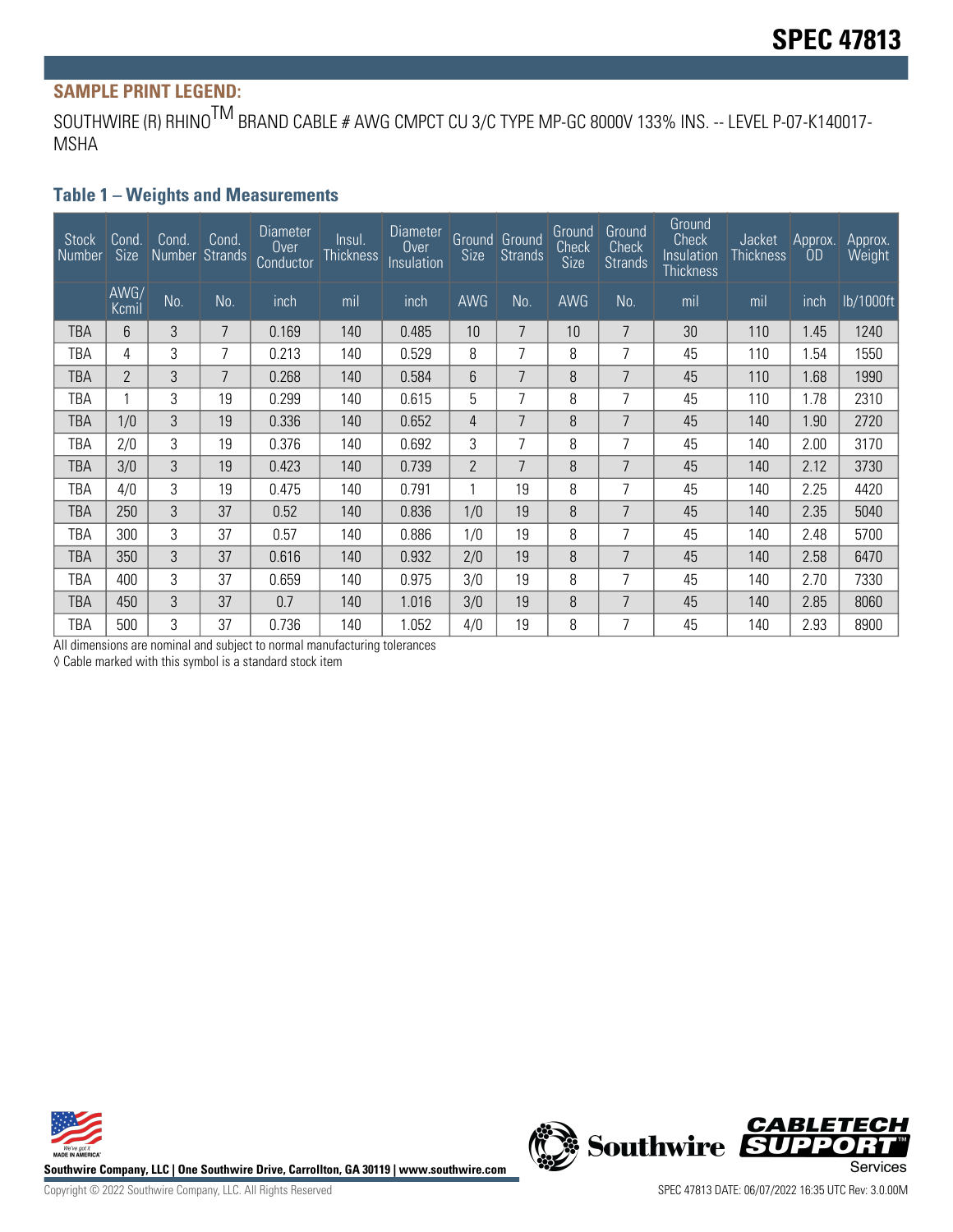# SPEC 47813

**SAMPLE PRINT LEGEND:**

SOUTHWIRE (R) RHINO™ BRAND CABLE # AWG CMPCT CU 3/C TYPE MP-GC 8000V 133% INS. -- LEVEL P-07-K140017-MSHA

## Table 1 – Weights and Measurements

| Stock Number | Cond. Size | Cond. Number | Cond. Strands | Diameter Over Conductor | Insul. Thickness | Diameter Over Insulation | Ground Size | Ground Strands | Ground Check Size | Ground Check Strands | Ground Check Insulation Thickness | Jacket Thickness | Approx. OD | Approx. Weight |
|---|---|---|---|---|---|---|---|---|---|---|---|---|---|---|
| | AWG/ Kcmil | No. | No. | inch | mil | inch | AWG | No. | AWG | No. | mil | mil | inch | lb/1000ft |
| TBA | 6 | 3 | 7 | 0.169 | 140 | 0.485 | 10 | 7 | 10 | 7 | 30 | 110 | 1.45 | 1240 |
| TBA | 4 | 3 | 7 | 0.213 | 140 | 0.529 | 8 | 7 | 8 | 7 | 45 | 110 | 1.54 | 1550 |
| TBA | 2 | 3 | 7 | 0.268 | 140 | 0.584 | 6 | 7 | 8 | 7 | 45 | 110 | 1.68 | 1990 |
| TBA | 1 | 3 | 19 | 0.299 | 140 | 0.615 | 5 | 7 | 8 | 7 | 45 | 110 | 1.78 | 2310 |
| TBA | 1/0 | 3 | 19 | 0.336 | 140 | 0.652 | 4 | 7 | 8 | 7 | 45 | 140 | 1.90 | 2720 |
| TBA | 2/0 | 3 | 19 | 0.376 | 140 | 0.692 | 3 | 7 | 8 | 7 | 45 | 140 | 2.00 | 3170 |
| TBA | 3/0 | 3 | 19 | 0.423 | 140 | 0.739 | 2 | 7 | 8 | 7 | 45 | 140 | 2.12 | 3730 |
| TBA | 4/0 | 3 | 19 | 0.475 | 140 | 0.791 | 1 | 19 | 8 | 7 | 45 | 140 | 2.25 | 4420 |
| TBA | 250 | 3 | 37 | 0.52 | 140 | 0.836 | 1/0 | 19 | 8 | 7 | 45 | 140 | 2.35 | 5040 |
| TBA | 300 | 3 | 37 | 0.57 | 140 | 0.886 | 1/0 | 19 | 8 | 7 | 45 | 140 | 2.48 | 5700 |
| TBA | 350 | 3 | 37 | 0.616 | 140 | 0.932 | 2/0 | 19 | 8 | 7 | 45 | 140 | 2.58 | 6470 |
| TBA | 400 | 3 | 37 | 0.659 | 140 | 0.975 | 3/0 | 19 | 8 | 7 | 45 | 140 | 2.70 | 7330 |
| TBA | 450 | 3 | 37 | 0.7 | 140 | 1.016 | 3/0 | 19 | 8 | 7 | 45 | 140 | 2.85 | 8060 |
| TBA | 500 | 3 | 37 | 0.736 | 140 | 1.052 | 4/0 | 19 | 8 | 7 | 45 | 140 | 2.93 | 8900 |

All dimensions are nominal and subject to normal manufacturing tolerances

◊ Cable marked with this symbol is a standard stock item

**Southwire Company, LLC | One Southwire Drive, Carrollton, GA 30119 | www.southwire.com**

Copyright © 2022 Southwire Company, LLC. All Rights Reserved

SPEC 47813 DATE: 06/07/2022 16:35 UTC Rev: 3.0.00M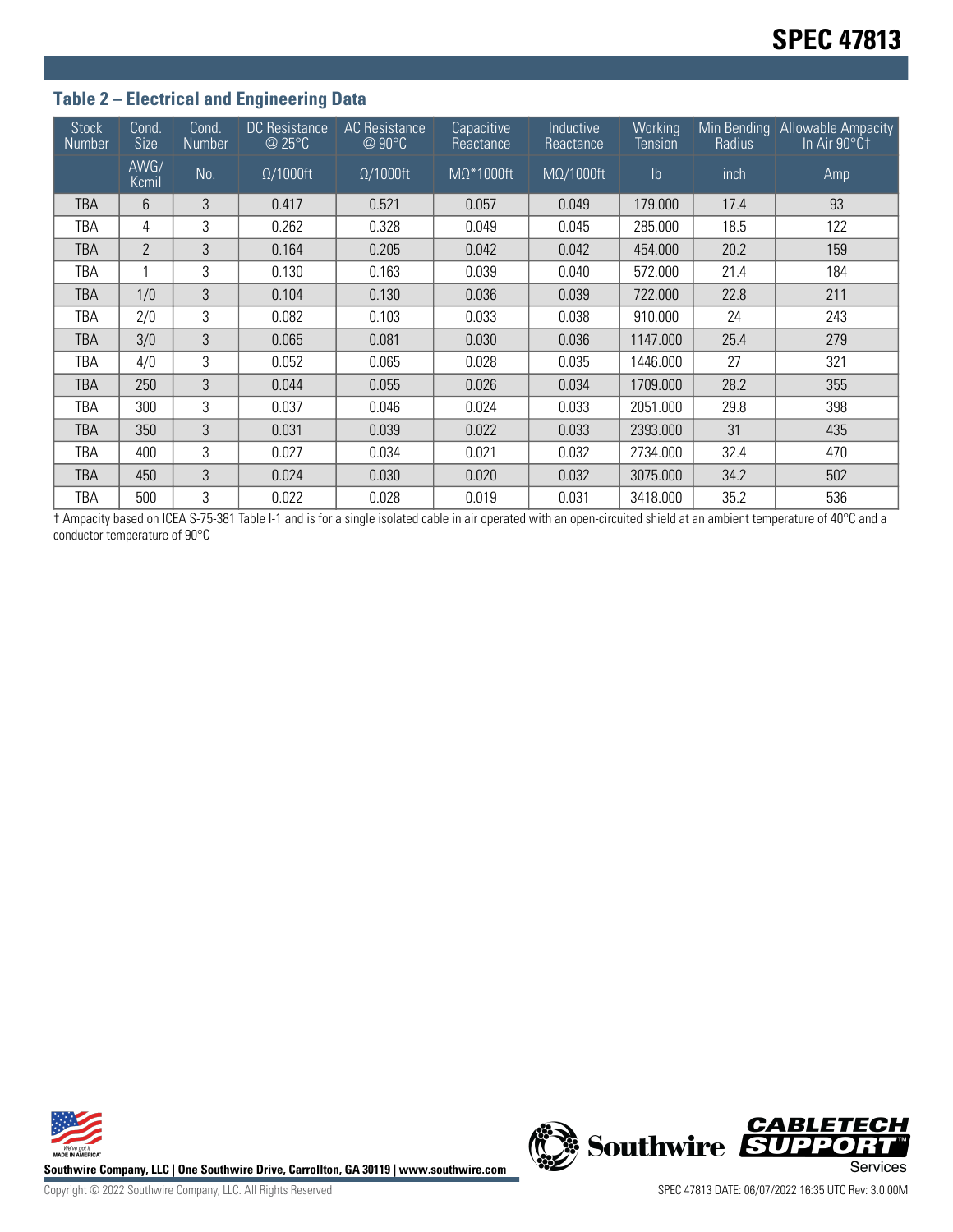### Table 2 – Electrical and Engineering Data

| Stock Number | Cond. Size | Cond. Number | DC Resistance @ 25°C | AC Resistance @ 90°C | Capacitive Reactance | Inductive Reactance | Working Tension | Min Bending Radius | Allowable Ampacity In Air 90°C† |
|---|---|---|---|---|---|---|---|---|---|
| | AWG/ Kcmil | No. | Ω/1000ft | Ω/1000ft | MΩ*1000ft | MΩ/1000ft | lb | inch | Amp |
| TBA | 6 | 3 | 0.417 | 0.521 | 0.057 | 0.049 | 179.000 | 17.4 | 93 |
| TBA | 4 | 3 | 0.262 | 0.328 | 0.049 | 0.045 | 285.000 | 18.5 | 122 |
| TBA | 2 | 3 | 0.164 | 0.205 | 0.042 | 0.042 | 454.000 | 20.2 | 159 |
| TBA | 1 | 3 | 0.130 | 0.163 | 0.039 | 0.040 | 572.000 | 21.4 | 184 |
| TBA | 1/0 | 3 | 0.104 | 0.130 | 0.036 | 0.039 | 722.000 | 22.8 | 211 |
| TBA | 2/0 | 3 | 0.082 | 0.103 | 0.033 | 0.038 | 910.000 | 24 | 243 |
| TBA | 3/0 | 3 | 0.065 | 0.081 | 0.030 | 0.036 | 1147.000 | 25.4 | 279 |
| TBA | 4/0 | 3 | 0.052 | 0.065 | 0.028 | 0.035 | 1446.000 | 27 | 321 |
| TBA | 250 | 3 | 0.044 | 0.055 | 0.026 | 0.034 | 1709.000 | 28.2 | 355 |
| TBA | 300 | 3 | 0.037 | 0.046 | 0.024 | 0.033 | 2051.000 | 29.8 | 398 |
| TBA | 350 | 3 | 0.031 | 0.039 | 0.022 | 0.033 | 2393.000 | 31 | 435 |
| TBA | 400 | 3 | 0.027 | 0.034 | 0.021 | 0.032 | 2734.000 | 32.4 | 470 |
| TBA | 450 | 3 | 0.024 | 0.030 | 0.020 | 0.032 | 3075.000 | 34.2 | 502 |
| TBA | 500 | 3 | 0.022 | 0.028 | 0.019 | 0.031 | 3418.000 | 35.2 | 536 |

† Ampacity based on ICEA S-75-381 Table I-1 and is for a single isolated cable in air operated with an open-circuited shield at an ambient temperature of 40°C and a conductor temperature of 90°C